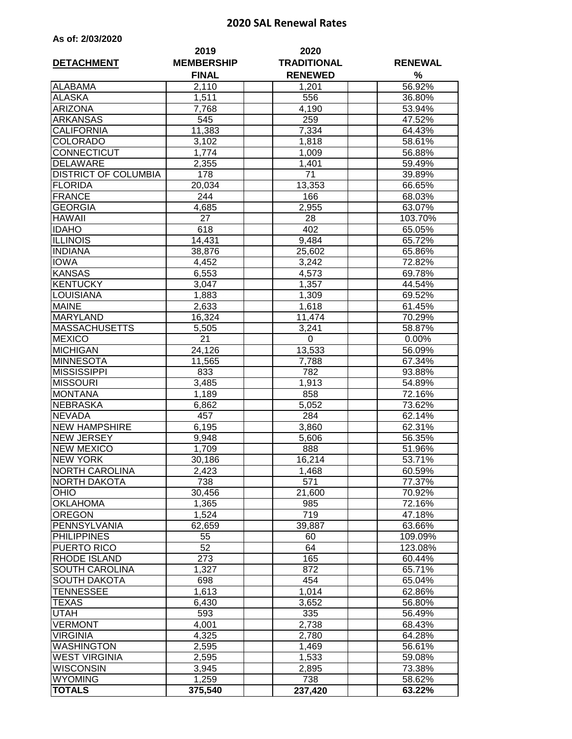# 2020 SAL Renewal Rates

**As of: 2/03/2020**

| DETACHMENT | 2019 MEMBERSHIP FINAL | 2020 TRADITIONAL RENEWED | RENEWAL % |
|---|---|---|---|
| ALABAMA | 2,110 | 1,201 | 56.92% |
| ALASKA | 1,511 | 556 | 36.80% |
| ARIZONA | 7,768 | 4,190 | 53.94% |
| ARKANSAS | 545 | 259 | 47.52% |
| CALIFORNIA | 11,383 | 7,334 | 64.43% |
| COLORADO | 3,102 | 1,818 | 58.61% |
| CONNECTICUT | 1,774 | 1,009 | 56.88% |
| DELAWARE | 2,355 | 1,401 | 59.49% |
| DISTRICT OF COLUMBIA | 178 | 71 | 39.89% |
| FLORIDA | 20,034 | 13,353 | 66.65% |
| FRANCE | 244 | 166 | 68.03% |
| GEORGIA | 4,685 | 2,955 | 63.07% |
| HAWAII | 27 | 28 | 103.70% |
| IDAHO | 618 | 402 | 65.05% |
| ILLINOIS | 14,431 | 9,484 | 65.72% |
| INDIANA | 38,876 | 25,602 | 65.86% |
| IOWA | 4,452 | 3,242 | 72.82% |
| KANSAS | 6,553 | 4,573 | 69.78% |
| KENTUCKY | 3,047 | 1,357 | 44.54% |
| LOUISIANA | 1,883 | 1,309 | 69.52% |
| MAINE | 2,633 | 1,618 | 61.45% |
| MARYLAND | 16,324 | 11,474 | 70.29% |
| MASSACHUSETTS | 5,505 | 3,241 | 58.87% |
| MEXICO | 21 | 0 | 0.00% |
| MICHIGAN | 24,126 | 13,533 | 56.09% |
| MINNESOTA | 11,565 | 7,788 | 67.34% |
| MISSISSIPPI | 833 | 782 | 93.88% |
| MISSOURI | 3,485 | 1,913 | 54.89% |
| MONTANA | 1,189 | 858 | 72.16% |
| NEBRASKA | 6,862 | 5,052 | 73.62% |
| NEVADA | 457 | 284 | 62.14% |
| NEW HAMPSHIRE | 6,195 | 3,860 | 62.31% |
| NEW JERSEY | 9,948 | 5,606 | 56.35% |
| NEW MEXICO | 1,709 | 888 | 51.96% |
| NEW YORK | 30,186 | 16,214 | 53.71% |
| NORTH CAROLINA | 2,423 | 1,468 | 60.59% |
| NORTH DAKOTA | 738 | 571 | 77.37% |
| OHIO | 30,456 | 21,600 | 70.92% |
| OKLAHOMA | 1,365 | 985 | 72.16% |
| OREGON | 1,524 | 719 | 47.18% |
| PENNSYLVANIA | 62,659 | 39,887 | 63.66% |
| PHILIPPINES | 55 | 60 | 109.09% |
| PUERTO RICO | 52 | 64 | 123.08% |
| RHODE ISLAND | 273 | 165 | 60.44% |
| SOUTH CAROLINA | 1,327 | 872 | 65.71% |
| SOUTH DAKOTA | 698 | 454 | 65.04% |
| TENNESSEE | 1,613 | 1,014 | 62.86% |
| TEXAS | 6,430 | 3,652 | 56.80% |
| UTAH | 593 | 335 | 56.49% |
| VERMONT | 4,001 | 2,738 | 68.43% |
| VIRGINIA | 4,325 | 2,780 | 64.28% |
| WASHINGTON | 2,595 | 1,469 | 56.61% |
| WEST VIRGINIA | 2,595 | 1,533 | 59.08% |
| WISCONSIN | 3,945 | 2,895 | 73.38% |
| WYOMING | 1,259 | 738 | 58.62% |
| **TOTALS** | **375,540** | **237,420** | **63.22%** |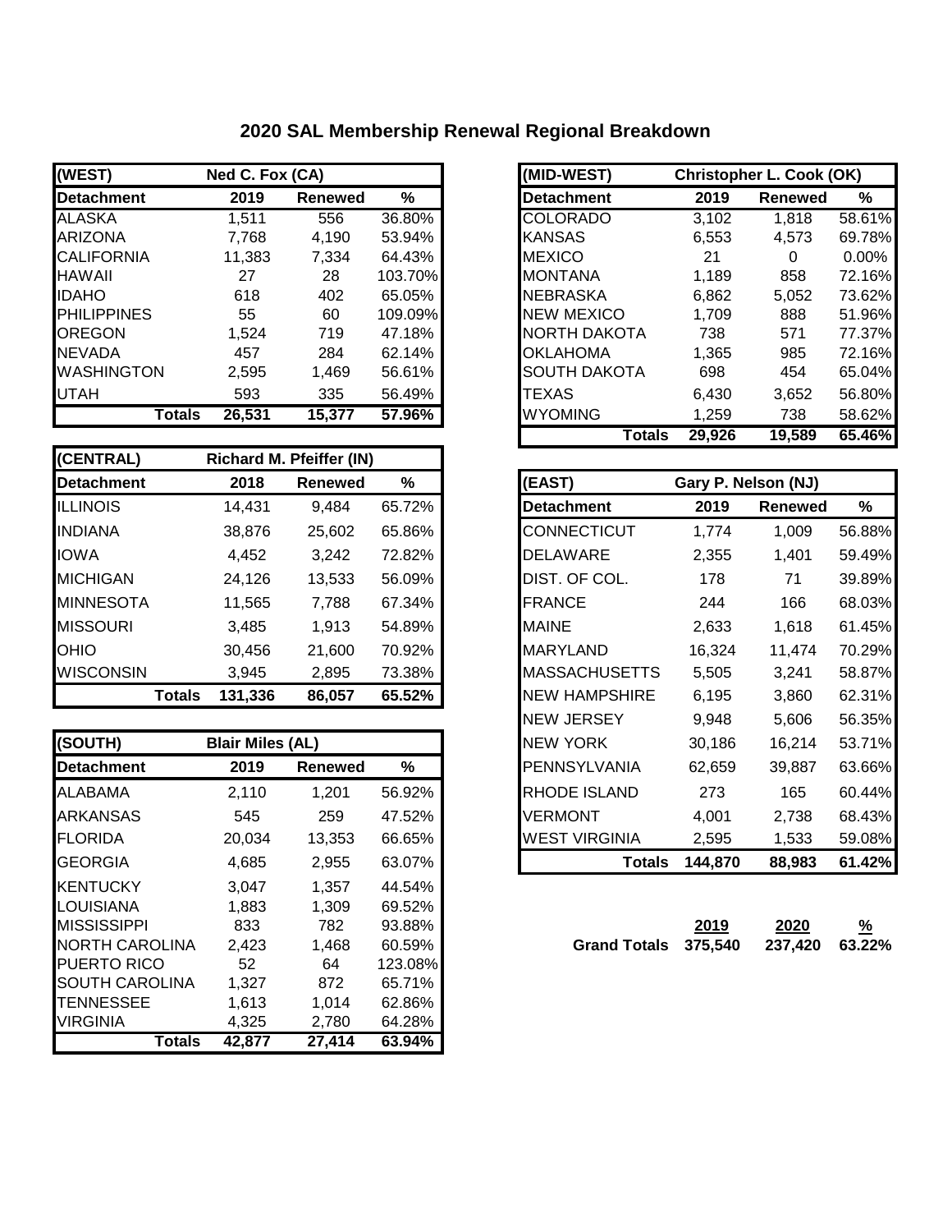# 2020 SAL Membership Renewal Regional Breakdown

| (WEST) | Ned C. Fox (CA) | | |
|---|---|---|---|
| Detachment | 2019 | Renewed | % |
| ALASKA | 1,511 | 556 | 36.80% |
| ARIZONA | 7,768 | 4,190 | 53.94% |
| CALIFORNIA | 11,383 | 7,334 | 64.43% |
| HAWAII | 27 | 28 | 103.70% |
| IDAHO | 618 | 402 | 65.05% |
| PHILIPPINES | 55 | 60 | 109.09% |
| OREGON | 1,524 | 719 | 47.18% |
| NEVADA | 457 | 284 | 62.14% |
| WASHINGTON | 2,595 | 1,469 | 56.61% |
| UTAH | 593 | 335 | 56.49% |
| Totals | 26,531 | 15,377 | 57.96% |

| (MID-WEST) | Christopher L. Cook (OK) | | |
|---|---|---|---|
| Detachment | 2019 | Renewed | % |
| COLORADO | 3,102 | 1,818 | 58.61% |
| KANSAS | 6,553 | 4,573 | 69.78% |
| MEXICO | 21 | 0 | 0.00% |
| MONTANA | 1,189 | 858 | 72.16% |
| NEBRASKA | 6,862 | 5,052 | 73.62% |
| NEW MEXICO | 1,709 | 888 | 51.96% |
| NORTH DAKOTA | 738 | 571 | 77.37% |
| OKLAHOMA | 1,365 | 985 | 72.16% |
| SOUTH DAKOTA | 698 | 454 | 65.04% |
| TEXAS | 6,430 | 3,652 | 56.80% |
| WYOMING | 1,259 | 738 | 58.62% |
| Totals | 29,926 | 19,589 | 65.46% |

| (CENTRAL) | Richard M. Pfeiffer (IN) | | |
|---|---|---|---|
| Detachment | 2018 | Renewed | % |
| ILLINOIS | 14,431 | 9,484 | 65.72% |
| INDIANA | 38,876 | 25,602 | 65.86% |
| IOWA | 4,452 | 3,242 | 72.82% |
| MICHIGAN | 24,126 | 13,533 | 56.09% |
| MINNESOTA | 11,565 | 7,788 | 67.34% |
| MISSOURI | 3,485 | 1,913 | 54.89% |
| OHIO | 30,456 | 21,600 | 70.92% |
| WISCONSIN | 3,945 | 2,895 | 73.38% |
| Totals | 131,336 | 86,057 | 65.52% |

| (EAST) | Gary P. Nelson (NJ) | | |
|---|---|---|---|
| Detachment | 2019 | Renewed | % |
| CONNECTICUT | 1,774 | 1,009 | 56.88% |
| DELAWARE | 2,355 | 1,401 | 59.49% |
| DIST. OF COL. | 178 | 71 | 39.89% |
| FRANCE | 244 | 166 | 68.03% |
| MAINE | 2,633 | 1,618 | 61.45% |
| MARYLAND | 16,324 | 11,474 | 70.29% |
| MASSACHUSETTS | 5,505 | 3,241 | 58.87% |
| NEW HAMPSHIRE | 6,195 | 3,860 | 62.31% |
| NEW JERSEY | 9,948 | 5,606 | 56.35% |
| NEW YORK | 30,186 | 16,214 | 53.71% |
| PENNSYLVANIA | 62,659 | 39,887 | 63.66% |
| RHODE ISLAND | 273 | 165 | 60.44% |
| VERMONT | 4,001 | 2,738 | 68.43% |
| WEST VIRGINIA | 2,595 | 1,533 | 59.08% |
| Totals | 144,870 | 88,983 | 61.42% |

| (SOUTH) | Blair Miles (AL) | | |
|---|---|---|---|
| Detachment | 2019 | Renewed | % |
| ALABAMA | 2,110 | 1,201 | 56.92% |
| ARKANSAS | 545 | 259 | 47.52% |
| FLORIDA | 20,034 | 13,353 | 66.65% |
| GEORGIA | 4,685 | 2,955 | 63.07% |
| KENTUCKY | 3,047 | 1,357 | 44.54% |
| LOUISIANA | 1,883 | 1,309 | 69.52% |
| MISSISSIPPI | 833 | 782 | 93.88% |
| NORTH CAROLINA | 2,423 | 1,468 | 60.59% |
| PUERTO RICO | 52 | 64 | 123.08% |
| SOUTH CAROLINA | 1,327 | 872 | 65.71% |
| TENNESSEE | 1,613 | 1,014 | 62.86% |
| VIRGINIA | 4,325 | 2,780 | 64.28% |
| Totals | 42,877 | 27,414 | 63.94% |

| | 2019 | 2020 | % |
|---|---|---|---|
| Grand Totals | 375,540 | 237,420 | 63.22% |